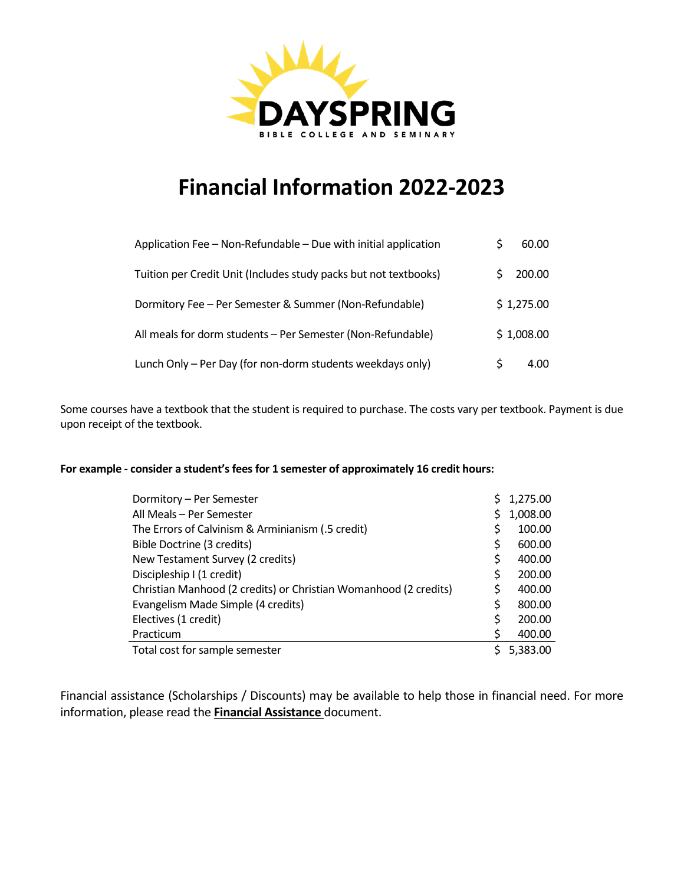DAYSPRING

BIBLE COLLEGE AND SEMINARY

# Financial Information 2022-2023

| | |
|---|---|
| Application Fee – Non-Refundable – Due with initial application | $ 60.00 |
| Tuition per Credit Unit (Includes study packs but not textbooks) | $ 200.00 |
| Dormitory Fee – Per Semester & Summer (Non-Refundable) | $ 1,275.00 |
| All meals for dorm students – Per Semester (Non-Refundable) | $ 1,008.00 |
| Lunch Only – Per Day (for non-dorm students weekdays only) | $ 4.00 |

Some courses have a textbook that the student is required to purchase. The costs vary per textbook. Payment is due upon receipt of the textbook.

**For example - consider a student's fees for 1 semester of approximately 16 credit hours:**

| | |
|---|---|
| Dormitory – Per Semester | $ 1,275.00 |
| All Meals – Per Semester | $ 1,008.00 |
| The Errors of Calvinism & Arminianism (.5 credit) | $ 100.00 |
| Bible Doctrine (3 credits) | $ 600.00 |
| New Testament Survey (2 credits) | $ 400.00 |
| Discipleship I (1 credit) | $ 200.00 |
| Christian Manhood (2 credits) or Christian Womanhood (2 credits) | $ 400.00 |
| Evangelism Made Simple (4 credits) | $ 800.00 |
| Electives (1 credit) | $ 200.00 |
| Practicum | $ 400.00 |
| Total cost for sample semester | $ 5,383.00 |

Financial assistance (Scholarships / Discounts) may be available to help those in financial need. For more information, please read the **Financial Assistance** document.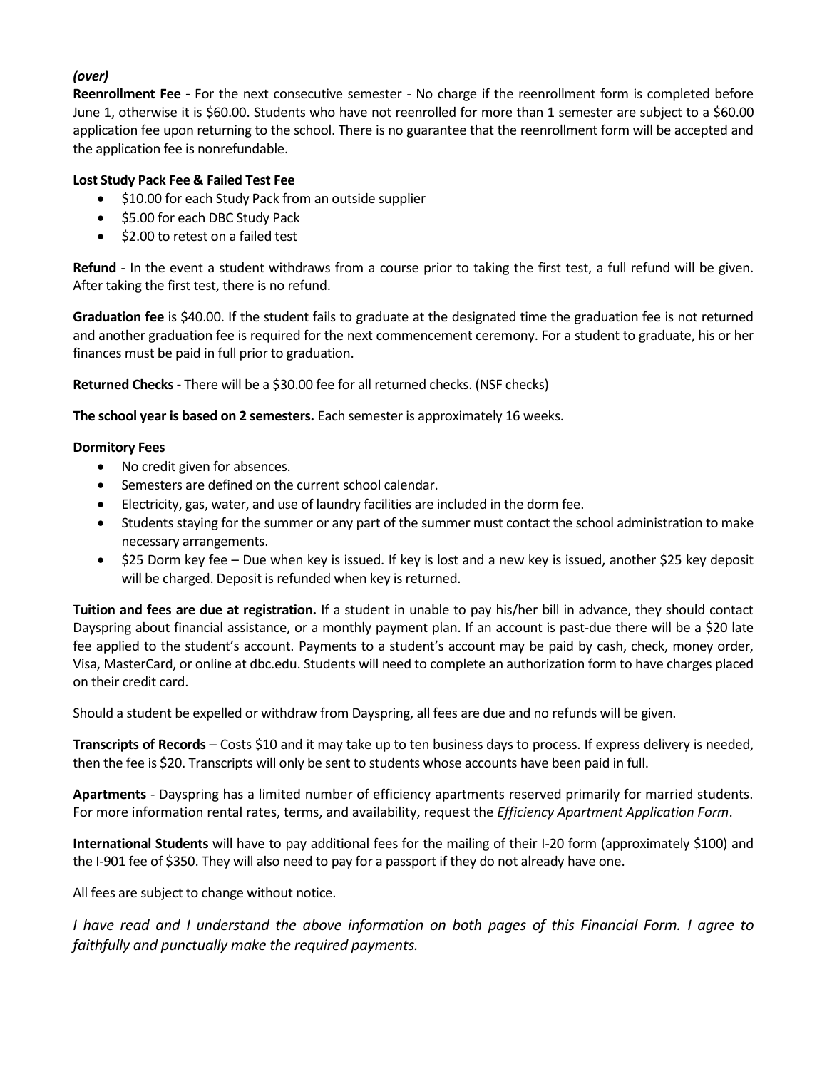***(over)***

**Reenrollment Fee -** For the next consecutive semester - No charge if the reenrollment form is completed before June 1, otherwise it is $60.00. Students who have not reenrolled for more than 1 semester are subject to a $60.00 application fee upon returning to the school. There is no guarantee that the reenrollment form will be accepted and the application fee is nonrefundable.

**Lost Study Pack Fee & Failed Test Fee**

- $10.00 for each Study Pack from an outside supplier
- $5.00 for each DBC Study Pack
- $2.00 to retest on a failed test

**Refund** - In the event a student withdraws from a course prior to taking the first test, a full refund will be given. After taking the first test, there is no refund.

**Graduation fee** is $40.00. If the student fails to graduate at the designated time the graduation fee is not returned and another graduation fee is required for the next commencement ceremony. For a student to graduate, his or her finances must be paid in full prior to graduation.

**Returned Checks -** There will be a $30.00 fee for all returned checks. (NSF checks)

**The school year is based on 2 semesters.** Each semester is approximately 16 weeks.

**Dormitory Fees**

- No credit given for absences.
- Semesters are defined on the current school calendar.
- Electricity, gas, water, and use of laundry facilities are included in the dorm fee.
- Students staying for the summer or any part of the summer must contact the school administration to make necessary arrangements.
- $25 Dorm key fee – Due when key is issued. If key is lost and a new key is issued, another $25 key deposit will be charged. Deposit is refunded when key is returned.

**Tuition and fees are due at registration.** If a student in unable to pay his/her bill in advance, they should contact Dayspring about financial assistance, or a monthly payment plan. If an account is past-due there will be a $20 late fee applied to the student's account. Payments to a student's account may be paid by cash, check, money order, Visa, MasterCard, or online at dbc.edu. Students will need to complete an authorization form to have charges placed on their credit card.

Should a student be expelled or withdraw from Dayspring, all fees are due and no refunds will be given.

**Transcripts of Records** – Costs $10 and it may take up to ten business days to process. If express delivery is needed, then the fee is $20. Transcripts will only be sent to students whose accounts have been paid in full.

**Apartments** - Dayspring has a limited number of efficiency apartments reserved primarily for married students. For more information rental rates, terms, and availability, request the *Efficiency Apartment Application Form*.

**International Students** will have to pay additional fees for the mailing of their I-20 form (approximately $100) and the I-901 fee of $350. They will also need to pay for a passport if they do not already have one.

All fees are subject to change without notice.

*I have read and I understand the above information on both pages of this Financial Form. I agree to faithfully and punctually make the required payments.*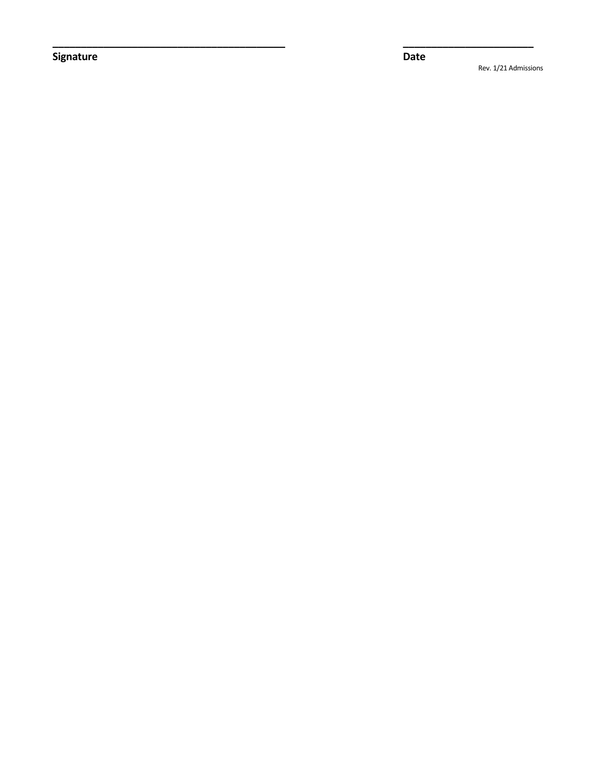\_\_\_\_\_\_\_\_\_\_\_\_\_\_\_\_\_\_\_\_\_\_\_\_\_\_\_\_\_\_\_\_\_\_\_\_\_\_\_\_ \_\_\_\_\_\_\_\_\_\_\_\_\_\_\_\_\_\_\_\_\_\_\_

**Signature** **Date**

Rev. 1/21 Admissions